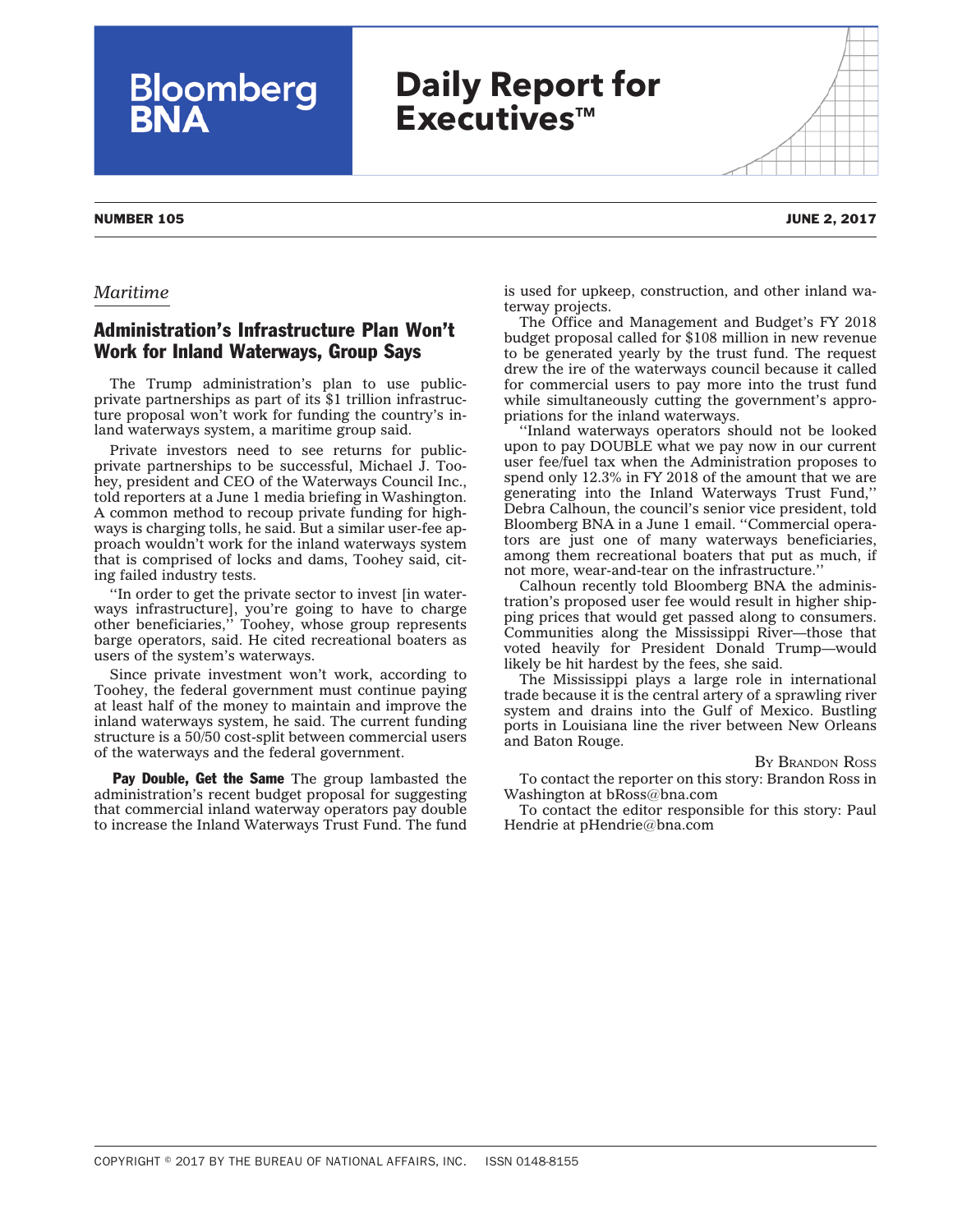# Bloomberg BNA

# Daily Report for Executives™

**NUMBER 105** **JUNE 2, 2017**

*Maritime*

## Administration's Infrastructure Plan Won't Work for Inland Waterways, Group Says

The Trump administration's plan to use public-private partnerships as part of its $1 trillion infrastructure proposal won't work for funding the country's inland waterways system, a maritime group said.

Private investors need to see returns for public-private partnerships to be successful, Michael J. Toohey, president and CEO of the Waterways Council Inc., told reporters at a June 1 media briefing in Washington. A common method to recoup private funding for highways is charging tolls, he said. But a similar user-fee approach wouldn't work for the inland waterways system that is comprised of locks and dams, Toohey said, citing failed industry tests.

''In order to get the private sector to invest [in waterways infrastructure], you're going to have to charge other beneficiaries,'' Toohey, whose group represents barge operators, said. He cited recreational boaters as users of the system's waterways.

Since private investment won't work, according to Toohey, the federal government must continue paying at least half of the money to maintain and improve the inland waterways system, he said. The current funding structure is a 50/50 cost-split between commercial users of the waterways and the federal government.

**Pay Double, Get the Same** The group lambasted the administration's recent budget proposal for suggesting that commercial inland waterway operators pay double to increase the Inland Waterways Trust Fund. The fund is used for upkeep, construction, and other inland waterway projects.

The Office and Management and Budget's FY 2018 budget proposal called for $108 million in new revenue to be generated yearly by the trust fund. The request drew the ire of the waterways council because it called for commercial users to pay more into the trust fund while simultaneously cutting the government's appropriations for the inland waterways.

''Inland waterways operators should not be looked upon to pay DOUBLE what we pay now in our current user fee/fuel tax when the Administration proposes to spend only 12.3% in FY 2018 of the amount that we are generating into the Inland Waterways Trust Fund,'' Debra Calhoun, the council's senior vice president, told Bloomberg BNA in a June 1 email. ''Commercial operators are just one of many waterways beneficiaries, among them recreational boaters that put as much, if not more, wear-and-tear on the infrastructure.''

Calhoun recently told Bloomberg BNA the administration's proposed user fee would result in higher shipping prices that would get passed along to consumers. Communities along the Mississippi River—those that voted heavily for President Donald Trump—would likely be hit hardest by the fees, she said.

The Mississippi plays a large role in international trade because it is the central artery of a sprawling river system and drains into the Gulf of Mexico. Bustling ports in Louisiana line the river between New Orleans and Baton Rouge.

By Brandon Ross

To contact the reporter on this story: Brandon Ross in Washington at bRoss@bna.com

To contact the editor responsible for this story: Paul Hendrie at pHendrie@bna.com

COPYRIGHT © 2017 BY THE BUREAU OF NATIONAL AFFAIRS, INC. ISSN 0148-8155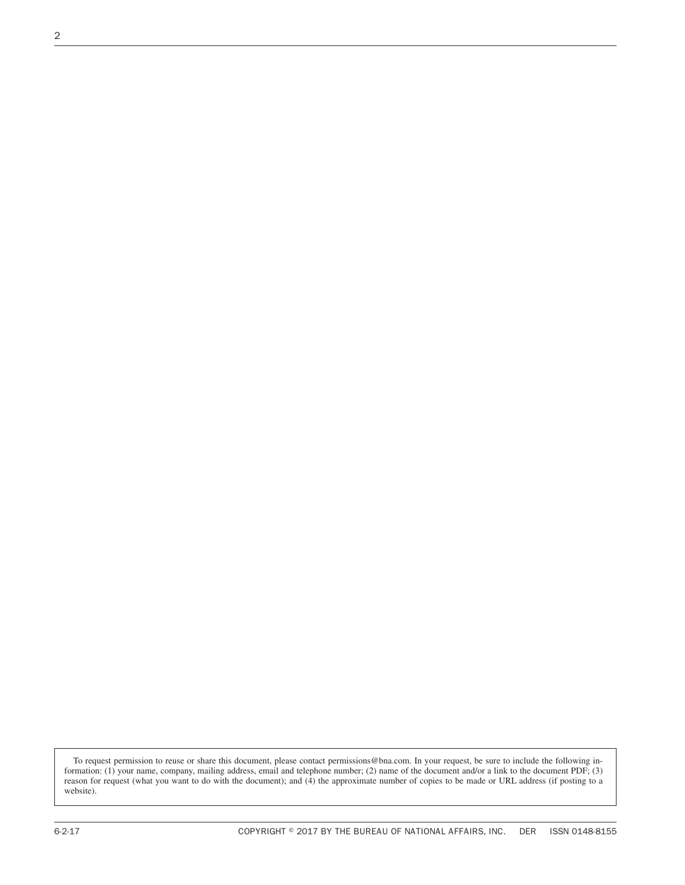To request permission to reuse or share this document, please contact permissions@bna.com. In your request, be sure to include the following information: (1) your name, company, mailing address, email and telephone number; (2) name of the document and/or a link to the document PDF; (3) reason for request (what you want to do with the document); and (4) the approximate number of copies to be made or URL address (if posting to a website).